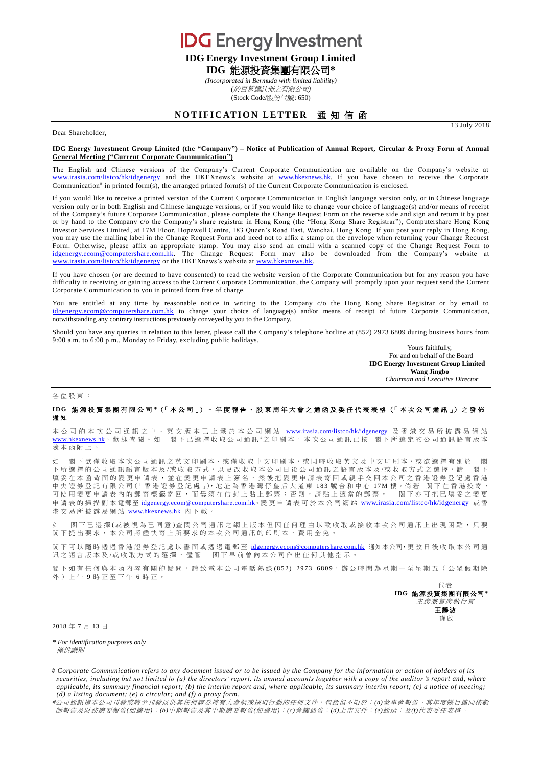# IDG Energy Investment

**IDG Energy Investment Group Limited**

**IDG 能源投資集團有限公司***

*(Incorporated in Bermuda with limited liability)*

*(於百慕達註冊之有限公司)*

(Stock Code/股份代號: 650)

## NOTIFICATION LETTER 通知信函

13 July 2018

Dear Shareholder,

**IDG Energy Investment Group Limited (the "Company") – Notice of Publication of Annual Report, Circular & Proxy Form of Annual General Meeting ("Current Corporate Communication")**

The English and Chinese versions of the Company's Current Corporate Communication are available on the Company's website at www.irasia.com/listco/hk/idgenergy and the HKEXnews's website at www.hkexnews.hk. If you have chosen to receive the Corporate Communication# in printed form(s), the arranged printed form(s) of the Current Corporate Communication is enclosed.

If you would like to receive a printed version of the Current Corporate Communication in English language version only, or in Chinese language version only or in both English and Chinese language versions, or if you would like to change your choice of language(s) and/or means of receipt of the Company's future Corporate Communication, please complete the Change Request Form on the reverse side and sign and return it by post or by hand to the Company c/o the Company's share registrar in Hong Kong (the "Hong Kong Share Registrar"), Computershare Hong Kong Investor Services Limited, at 17M Floor, Hopewell Centre, 183 Queen's Road East, Wanchai, Hong Kong. If you post your reply in Hong Kong, you may use the mailing label in the Change Request Form and need not to affix a stamp on the envelope when returning your Change Request Form. Otherwise, please affix an appropriate stamp. You may also send an email with a scanned copy of the Change Request Form to idgenergy.ecom@computershare.com.hk. The Change Request Form may also be downloaded from the Company's website at www.irasia.com/listco/hk/idgenergy or the HKEXnews's website at www.hkexnews.hk.

If you have chosen (or are deemed to have consented) to read the website version of the Corporate Communication but for any reason you have difficulty in receiving or gaining access to the Current Corporate Communication, the Company will promptly upon your request send the Current Corporate Communication to you in printed form free of charge.

You are entitled at any time by reasonable notice in writing to the Company c/o the Hong Kong Share Registrar or by email to idgenergy.ecom@computershare.com.hk to change your choice of language(s) and/or means of receipt of future Corporate Communication, notwithstanding any contrary instructions previously conveyed by you to the Company.

Should you have any queries in relation to this letter, please call the Company's telephone hotline at (852) 2973 6809 during business hours from 9:00 a.m. to 6:00 p.m., Monday to Friday, excluding public holidays.

Yours faithfully,
For and on behalf of the Board
**IDG Energy Investment Group Limited**
**Wang Jingbo**
*Chairman and Executive Director*

---

各位股東：

**IDG 能源投資集團有限公司*（「本公司」）－年度報告、股東周年大會之通函及委任代表表格（「本次公司通訊」）之發佈通知**

本公司的本次公司通訊之中、英文版本已上載於本公司網站 www.irasia.com/listco/hk/idgenergy 及香港交易所披露易網站 www.hkexnews.hk，歡迎查閱。如　閣下已選擇收取公司通訊#之印刷本，本次公司通訊已按　閣下所選定的公司通訊語言版本隨本函附上。

如　閣下欲僅收取本次公司通訊之英文印刷本、或僅收取中文印刷本，或同時收取英文及中文印刷本，或欲選擇有別於　閣下所選擇的公司通訊語言版本及/或收取方式，以更改收取本公司日後公司通訊之語言版本及/或收取方式之選擇，請　閣下填妥在本函背面的變更申請表，並在變更申請表上簽名，然後把變更申請表寄回或親手交回本公司之香港證券登記處香港中央證券登記有限公司(「香港證券登記處」)，地址為香港灣仔皇后大道東 183 號合和中心 17M 樓。倘若　閣下在香港投寄，可使用變更申請表內的郵寄標籤寄回，而毋須在信封上貼上郵票；否則，請貼上適當的郵票。　閣下亦可把已填妥之變更申請表的掃描副本電郵至 idgenergy.ecom@computershare.com.hk。變更申請表可於本公司網站 www.irasia.com/listco/hk/idgenergy 或香港交易所披露易網站 www.hkexnews.hk 內下載。

如　閣下已選擇(或被視為已同意)查閱公司通訊之網上版本但因任何理由以致收取或接收本次公司通訊上出現困難，只要閣下提出要求，本公司將儘快寄上所要求的本次公司通訊的印刷本，費用全免。

閣下可以隨時透過香港證券登記處以書面或透過電郵至 idgenergy.ecom@computershare.com.hk 通知本公司，更改日後收取本公司通訊之語言版本及/或收取方式的選擇，儘管　閣下早前曾向本公司作出任何其他指示。

閣下如有任何與本函內容有關的疑問，請致電本公司電話熱線(852) 2973 6809，辦公時間為星期一至星期五（公眾假期除外）上午 9 時正至下午 6 時正。

代表
**IDG 能源投資集團有限公司***
*主席兼首席執行官*
**王靜波**
謹啟

2018 年 7 月 13 日

*\* For identification purposes only*
*僅供識別*

*# Corporate Communication refers to any document issued or to be issued by the Company for the information or action of holders of its securities, including but not limited to (a) the directors' report, its annual accounts together with a copy of the auditor's report and, where applicable, its summary financial report; (b) the interim report and, where applicable, its summary interim report; (c) a notice of meeting; (d) a listing document; (e) a circular; and (f) a proxy form.*

*#公司通訊指本公司刊發或將予刊發以供其任何證券持有人參照或採取行動的任何文件，包括但不限於：(a)董事會報告、其年度帳目連同核數師報告及財務摘要報告(如適用)；(b)中期報告及其中期摘要報告(如適用)；(c)會議通告；(d)上市文件；(e)通函；及(f)代表委任表格。*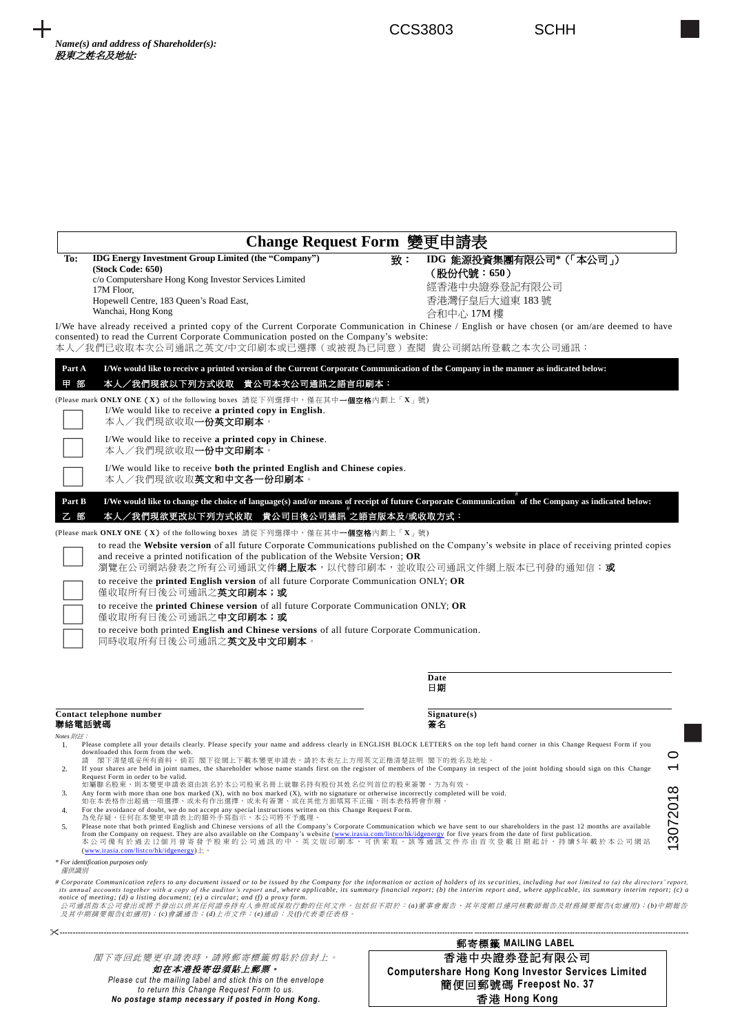CCS3803 SCHH

*Name(s) and address of Shareholder(s):*
*股東之姓名及地址:*

# Change Request Form 變更申請表

**To:** **IDG Energy Investment Group Limited (the "Company")**
**(Stock Code: 650)**
c/o Computershare Hong Kong Investor Services Limited
17M Floor,
Hopewell Centre, 183 Queen's Road East,
Wanchai, Hong Kong

**致：** **IDG 能源投資集團有限公司*（「本公司」）**
**（股份代號：650）**
經香港中央證券登記有限公司
香港灣仔皇后大道東 183 號
合和中心 17M 樓

I/We have already received a printed copy of the Current Corporate Communication in Chinese / English or have chosen (or am/are deemed to have consented) to read the Current Corporate Communication posted on the Company's website:
本人／我們已收取本次公司通訊之英文/中文印刷本或已選擇（或被視為已同意）查閱 貴公司網站所登載之本次公司通訊：

**Part A** **I/We would like to receive a printed version of the Current Corporate Communication of the Company in the manner as indicated below:**
**甲 部** **本人／我們現欲以下列方式收取 貴公司本次公司通訊之語言印刷本：**

(Please mark **ONLY ONE** (**X**) of the following boxes 請從下列選擇中，僅在其中**一個空格**內劃上「**X**」號)

- ☐ I/We would like to receive **a printed copy in English**.
  本人／我們現欲收取**一份英文印刷本**。
- ☐ I/We would like to receive **a printed copy in Chinese**.
  本人／我們現欲收取**一份中文印刷本**。
- ☐ I/We would like to receive **both the printed English and Chinese copies**.
  本人／我們現欲收取**英文和中文各一份印刷本**。

**Part B** **I/We would like to change the choice of language(s) and/or means of receipt of future Corporate Communication# of the Company as indicated below:**
**乙 部** **本人／我們現欲更改以下列方式收取 貴公司日後公司通訊#之語言版本及/或收取方式：**

(Please mark **ONLY ONE** (**X**) of the following boxes 請從下列選擇中，僅在其中**一個空格**內劃上「**X**」號)

- ☐ to read the **Website version** of all future Corporate Communications published on the Company's website in place of receiving printed copies and receive a printed notification of the publication of the Website Version; **OR**
  瀏覽在公司網站發表之所有公司通訊文件**網上版本**，以代替印刷本，並收取公司通訊文件網上版本已刊發的通知信；**或**
- ☐ to receive the **printed English version** of all future Corporate Communication ONLY; **OR**
  僅收取所有日後公司通訊之**英文印刷本；或**
- ☐ to receive the **printed Chinese version** of all future Corporate Communication ONLY; **OR**
  僅收取所有日後公司通訊之**中文印刷本；或**
- ☐ to receive both printed **English and Chinese versions** of all future Corporate Communication.
  同時收取所有日後公司通訊之**英文及中文印刷本**。

**Date**
**日期**

**Contact telephone number**
**聯絡電話號碼**

**Signature(s)**
**簽名**

*Notes 附註：*

1. Please complete all your details clearly. Please specify your name and address clearly in ENGLISH BLOCK LETTERS on the top left hand corner in this Change Request Form if you downloaded this form from the web.
   請 閣下清楚填妥所有資料。倘若 閣下從網上下載本變更申請表，請於本表左上方用英文正楷清楚註明 閣下的姓名及地址。
2. If your shares are held in joint names, the shareholder whose name stands first on the register of members of the Company in respect of the joint holding should sign on this Change Request Form in order to be valid.
   如屬聯名股東，則本變更申請表須由該名於本公司股東名冊上就聯名持有股份其姓名位列首位的股東簽署，方為有效。
3. Any form with more than one box marked (X), with no box marked (X), with no signature or otherwise incorrectly completed will be void.
   如在本表格作出超過一項選擇、或未有作出選擇、或未有簽署、或在其他方面填寫不正確，則本表格將會作廢。
4. For the avoidance of doubt, we do not accept any special instructions written on this Change Request Form.
   為免存疑，任何在本變更申請表上的額外手寫指示，本公司將不予處理。
5. Please note that both printed English and Chinese versions of all the Company's Corporate Communication which we have sent to our shareholders in the past 12 months are available from the Company on request. They are also available on the Company's website (www.irasia.com/listco/hk/idgenergy) for five years from the date of first publication.
   本公司備有於過去12個月曾寄發予股東的公司通訊的中、英文版印刷本，可供索取，該等通訊文件亦由首次登載日期起計，持續5年載於本公司網站(www.irasia.com/listco/hk/idgenergy)上。

*\* For identification purposes only*
*僅供識別*

*# Corporate Communication refers to any document issued or to be issued by the Company for the information or action of holders of its securities, including but not limited to (a) the directors' report, its annual accounts together with a copy of the auditor's report and, where applicable, its summary financial report; (b) the interim report and, where applicable, its summary interim report; (c) a notice of meeting; (d) a listing document; (e) a circular; and (f) a proxy form.*
*公司通訊指本公司發出或將予發出以供其任何證券持有人參照或採取行動的任何文件，包括但不限於：(a)董事會報告、其年度帳目連同核數師報告及財務摘要報告(如適用)；(b)中期報告及其中期摘要報告(如適用)；(c)會議通告；(d)上市文件；(e)通函；及(f)代表委任表格。*

13072018 1 0

*閣下寄回此變更申請表時，請將郵寄標籤剪貼於信封上。*
***如在本港投寄毋須貼上郵票。***
*Please cut the mailing label and stick this on the envelope to return this Change Request Form to us.*
***No postage stamp necessary if posted in Hong Kong.***

**郵寄標籤 MAILING LABEL**
**香港中央證券登記有限公司**
**Computershare Hong Kong Investor Services Limited**
**簡便回郵號碼 Freepost No. 37**
**香港 Hong Kong**